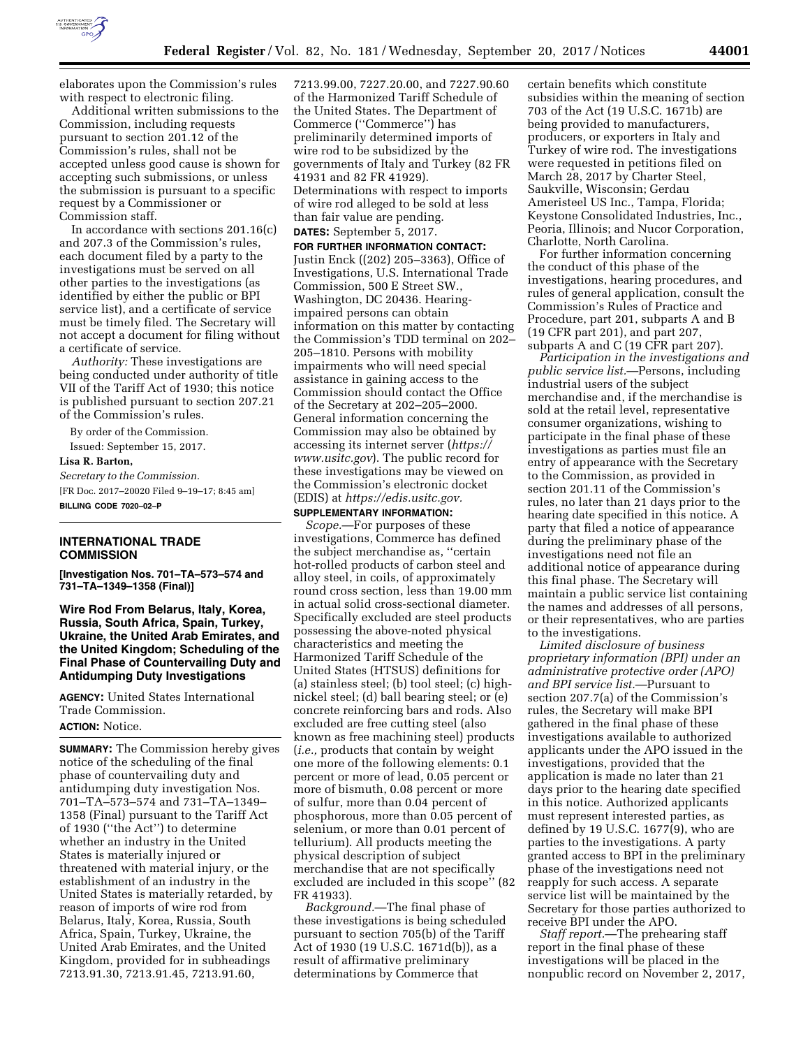elaborates upon the Commission's rules with respect to electronic filing.

Additional written submissions to the Commission, including requests pursuant to section 201.12 of the Commission's rules, shall not be accepted unless good cause is shown for accepting such submissions, or unless the submission is pursuant to a specific request by a Commissioner or Commission staff.

In accordance with sections 201.16(c) and 207.3 of the Commission's rules, each document filed by a party to the investigations must be served on all other parties to the investigations (as identified by either the public or BPI service list), and a certificate of service must be timely filed. The Secretary will not accept a document for filing without a certificate of service.

*Authority:* These investigations are being conducted under authority of title VII of the Tariff Act of 1930; this notice is published pursuant to section 207.21 of the Commission's rules.

By order of the Commission.

Issued: September 15, 2017.

**Lisa R. Barton,**

*Secretary to the Commission.*

[FR Doc. 2017–20020 Filed 9–19–17; 8:45 am]

**BILLING CODE 7020–02–P**

## INTERNATIONAL TRADE COMMISSION

**[Investigation Nos. 701–TA–573–574 and 731–TA–1349–1358 (Final)]**

### Wire Rod From Belarus, Italy, Korea, Russia, South Africa, Spain, Turkey, Ukraine, the United Arab Emirates, and the United Kingdom; Scheduling of the Final Phase of Countervailing Duty and Antidumping Duty Investigations

**AGENCY:** United States International Trade Commission.

**ACTION:** Notice.

**SUMMARY:** The Commission hereby gives notice of the scheduling of the final phase of countervailing duty and antidumping duty investigation Nos. 701–TA–573–574 and 731–TA–1349–1358 (Final) pursuant to the Tariff Act of 1930 (''the Act'') to determine whether an industry in the United States is materially injured or threatened with material injury, or the establishment of an industry in the United States is materially retarded, by reason of imports of wire rod from Belarus, Italy, Korea, Russia, South Africa, Spain, Turkey, Ukraine, the United Arab Emirates, and the United Kingdom, provided for in subheadings 7213.91.30, 7213.91.45, 7213.91.60, 7213.99.00, 7227.20.00, and 7227.90.60 of the Harmonized Tariff Schedule of the United States. The Department of Commerce (''Commerce'') has preliminarily determined imports of wire rod to be subsidized by the governments of Italy and Turkey (82 FR 41931 and 82 FR 41929). Determinations with respect to imports of wire rod alleged to be sold at less than fair value are pending.

**DATES:** September 5, 2017.

**FOR FURTHER INFORMATION CONTACT:** Justin Enck ((202) 205–3363), Office of Investigations, U.S. International Trade Commission, 500 E Street SW., Washington, DC 20436. Hearing-impaired persons can obtain information on this matter by contacting the Commission's TDD terminal on 202–205–1810. Persons with mobility impairments who will need special assistance in gaining access to the Commission should contact the Office of the Secretary at 202–205–2000. General information concerning the Commission may also be obtained by accessing its internet server (*https://www.usitc.gov*). The public record for these investigations may be viewed on the Commission's electronic docket (EDIS) at *https://edis.usitc.gov.*

**SUPPLEMENTARY INFORMATION:**

*Scope.*—For purposes of these investigations, Commerce has defined the subject merchandise as, ''certain hot-rolled products of carbon steel and alloy steel, in coils, of approximately round cross section, less than 19.00 mm in actual solid cross-sectional diameter. Specifically excluded are steel products possessing the above-noted physical characteristics and meeting the Harmonized Tariff Schedule of the United States (HTSUS) definitions for (a) stainless steel; (b) tool steel; (c) high-nickel steel; (d) ball bearing steel; or (e) concrete reinforcing bars and rods. Also excluded are free cutting steel (also known as free machining steel) products (*i.e.,* products that contain by weight one more of the following elements: 0.1 percent or more of lead, 0.05 percent or more of bismuth, 0.08 percent or more of sulfur, more than 0.04 percent of phosphorous, more than 0.05 percent of selenium, or more than 0.01 percent of tellurium). All products meeting the physical description of subject merchandise that are not specifically excluded are included in this scope'' (82 FR 41933).

*Background.*—The final phase of these investigations is being scheduled pursuant to section 705(b) of the Tariff Act of 1930 (19 U.S.C. 1671d(b)), as a result of affirmative preliminary determinations by Commerce that certain benefits which constitute subsidies within the meaning of section 703 of the Act (19 U.S.C. 1671b) are being provided to manufacturers, producers, or exporters in Italy and Turkey of wire rod. The investigations were requested in petitions filed on March 28, 2017 by Charter Steel, Saukville, Wisconsin; Gerdau Ameristeel US Inc., Tampa, Florida; Keystone Consolidated Industries, Inc., Peoria, Illinois; and Nucor Corporation, Charlotte, North Carolina.

For further information concerning the conduct of this phase of the investigations, hearing procedures, and rules of general application, consult the Commission's Rules of Practice and Procedure, part 201, subparts A and B (19 CFR part 201), and part 207, subparts A and C (19 CFR part 207).

*Participation in the investigations and public service list.*—Persons, including industrial users of the subject merchandise and, if the merchandise is sold at the retail level, representative consumer organizations, wishing to participate in the final phase of these investigations as parties must file an entry of appearance with the Secretary to the Commission, as provided in section 201.11 of the Commission's rules, no later than 21 days prior to the hearing date specified in this notice. A party that filed a notice of appearance during the preliminary phase of the investigations need not file an additional notice of appearance during this final phase. The Secretary will maintain a public service list containing the names and addresses of all persons, or their representatives, who are parties to the investigations.

*Limited disclosure of business proprietary information (BPI) under an administrative protective order (APO) and BPI service list.*—Pursuant to section 207.7(a) of the Commission's rules, the Secretary will make BPI gathered in the final phase of these investigations available to authorized applicants under the APO issued in the investigations, provided that the application is made no later than 21 days prior to the hearing date specified in this notice. Authorized applicants must represent interested parties, as defined by 19 U.S.C. 1677(9), who are parties to the investigations. A party granted access to BPI in the preliminary phase of the investigations need not reapply for such access. A separate service list will be maintained by the Secretary for those parties authorized to receive BPI under the APO.

*Staff report.*—The prehearing staff report in the final phase of these investigations will be placed in the nonpublic record on November 2, 2017,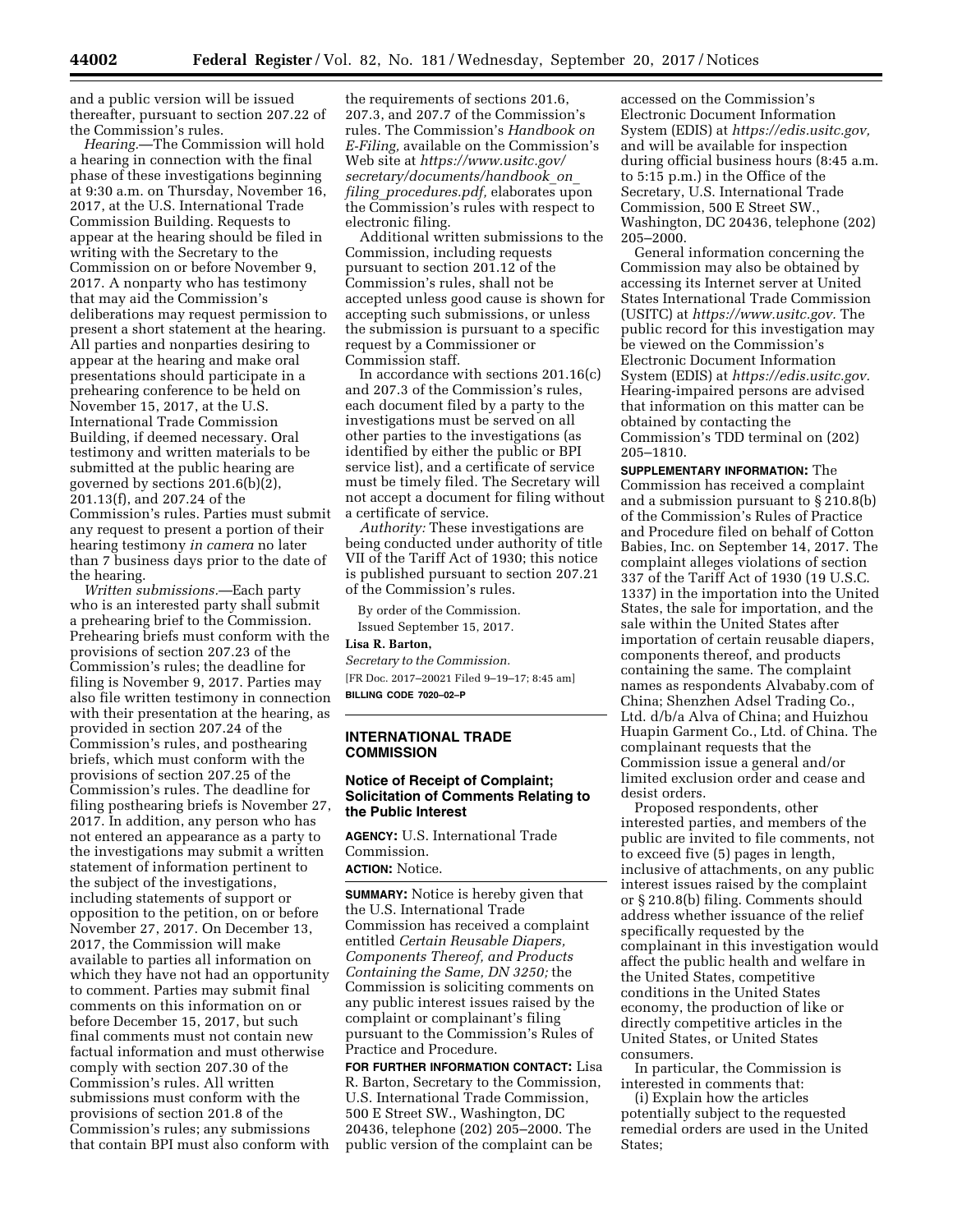and a public version will be issued thereafter, pursuant to section 207.22 of the Commission's rules.

*Hearing.*—The Commission will hold a hearing in connection with the final phase of these investigations beginning at 9:30 a.m. on Thursday, November 16, 2017, at the U.S. International Trade Commission Building. Requests to appear at the hearing should be filed in writing with the Secretary to the Commission on or before November 9, 2017. A nonparty who has testimony that may aid the Commission's deliberations may request permission to present a short statement at the hearing. All parties and nonparties desiring to appear at the hearing and make oral presentations should participate in a prehearing conference to be held on November 15, 2017, at the U.S. International Trade Commission Building, if deemed necessary. Oral testimony and written materials to be submitted at the public hearing are governed by sections 201.6(b)(2), 201.13(f), and 207.24 of the Commission's rules. Parties must submit any request to present a portion of their hearing testimony *in camera* no later than 7 business days prior to the date of the hearing.

*Written submissions.*—Each party who is an interested party shall submit a prehearing brief to the Commission. Prehearing briefs must conform with the provisions of section 207.23 of the Commission's rules; the deadline for filing is November 9, 2017. Parties may also file written testimony in connection with their presentation at the hearing, as provided in section 207.24 of the Commission's rules, and posthearing briefs, which must conform with the provisions of section 207.25 of the Commission's rules. The deadline for filing posthearing briefs is November 27, 2017. In addition, any person who has not entered an appearance as a party to the investigations may submit a written statement of information pertinent to the subject of the investigations, including statements of support or opposition to the petition, on or before November 27, 2017. On December 13, 2017, the Commission will make available to parties all information on which they have not had an opportunity to comment. Parties may submit final comments on this information on or before December 15, 2017, but such final comments must not contain new factual information and must otherwise comply with section 207.30 of the Commission's rules. All written submissions must conform with the provisions of section 201.8 of the Commission's rules; any submissions that contain BPI must also conform with the requirements of sections 201.6, 207.3, and 207.7 of the Commission's rules. The Commission's *Handbook on E-Filing,* available on the Commission's Web site at *https://www.usitc.gov/secretary/documents/handbook_on_filing_procedures.pdf,* elaborates upon the Commission's rules with respect to electronic filing.

Additional written submissions to the Commission, including requests pursuant to section 201.12 of the Commission's rules, shall not be accepted unless good cause is shown for accepting such submissions, or unless the submission is pursuant to a specific request by a Commissioner or Commission staff.

In accordance with sections 201.16(c) and 207.3 of the Commission's rules, each document filed by a party to the investigations must be served on all other parties to the investigations (as identified by either the public or BPI service list), and a certificate of service must be timely filed. The Secretary will not accept a document for filing without a certificate of service.

*Authority:* These investigations are being conducted under authority of title VII of the Tariff Act of 1930; this notice is published pursuant to section 207.21 of the Commission's rules.

By order of the Commission.

Issued September 15, 2017.

**Lisa R. Barton,**

*Secretary to the Commission.*

[FR Doc. 2017–20021 Filed 9–19–17; 8:45 am]

**BILLING CODE 7020–02–P**

## INTERNATIONAL TRADE COMMISSION

### Notice of Receipt of Complaint; Solicitation of Comments Relating to the Public Interest

**AGENCY:** U.S. International Trade Commission.

**ACTION:** Notice.

**SUMMARY:** Notice is hereby given that the U.S. International Trade Commission has received a complaint entitled *Certain Reusable Diapers, Components Thereof, and Products Containing the Same, DN 3250;* the Commission is soliciting comments on any public interest issues raised by the complaint or complainant's filing pursuant to the Commission's Rules of Practice and Procedure.

**FOR FURTHER INFORMATION CONTACT:** Lisa R. Barton, Secretary to the Commission, U.S. International Trade Commission, 500 E Street SW., Washington, DC 20436, telephone (202) 205–2000. The public version of the complaint can be accessed on the Commission's Electronic Document Information System (EDIS) at *https://edis.usitc.gov,* and will be available for inspection during official business hours (8:45 a.m. to 5:15 p.m.) in the Office of the Secretary, U.S. International Trade Commission, 500 E Street SW., Washington, DC 20436, telephone (202) 205–2000.

General information concerning the Commission may also be obtained by accessing its Internet server at United States International Trade Commission (USITC) at *https://www.usitc.gov.* The public record for this investigation may be viewed on the Commission's Electronic Document Information System (EDIS) at *https://edis.usitc.gov.* Hearing-impaired persons are advised that information on this matter can be obtained by contacting the Commission's TDD terminal on (202) 205–1810.

**SUPPLEMENTARY INFORMATION:** The Commission has received a complaint and a submission pursuant to § 210.8(b) of the Commission's Rules of Practice and Procedure filed on behalf of Cotton Babies, Inc. on September 14, 2017. The complaint alleges violations of section 337 of the Tariff Act of 1930 (19 U.S.C. 1337) in the importation into the United States, the sale for importation, and the sale within the United States after importation of certain reusable diapers, components thereof, and products containing the same. The complaint names as respondents Alvababy.com of China; Shenzhen Adsel Trading Co., Ltd. d/b/a Alva of China; and Huizhou Huapin Garment Co., Ltd. of China. The complainant requests that the Commission issue a general and/or limited exclusion order and cease and desist orders.

Proposed respondents, other interested parties, and members of the public are invited to file comments, not to exceed five (5) pages in length, inclusive of attachments, on any public interest issues raised by the complaint or § 210.8(b) filing. Comments should address whether issuance of the relief specifically requested by the complainant in this investigation would affect the public health and welfare in the United States, competitive conditions in the United States economy, the production of like or directly competitive articles in the United States, or United States consumers.

In particular, the Commission is interested in comments that:

(i) Explain how the articles potentially subject to the requested remedial orders are used in the United States;